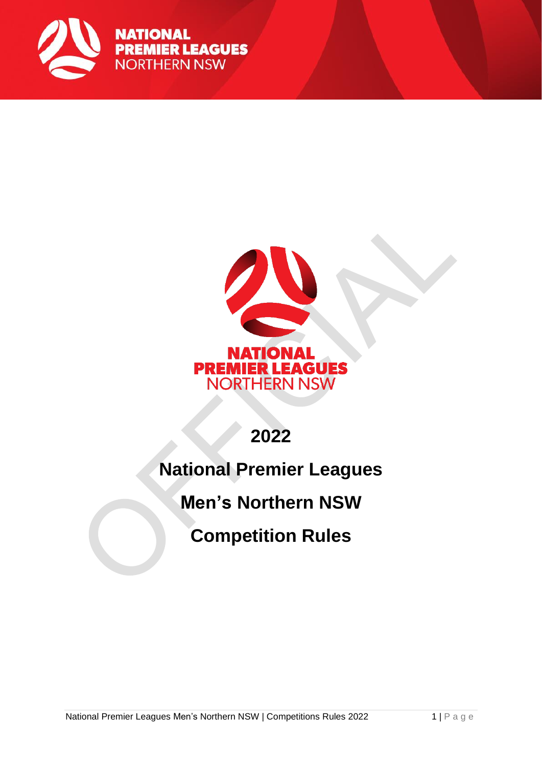NATIONAL PREMIER LEAGUES NORTHERN NSW

# 2022

# National Premier Leagues

# Men's Northern NSW

# Competition Rules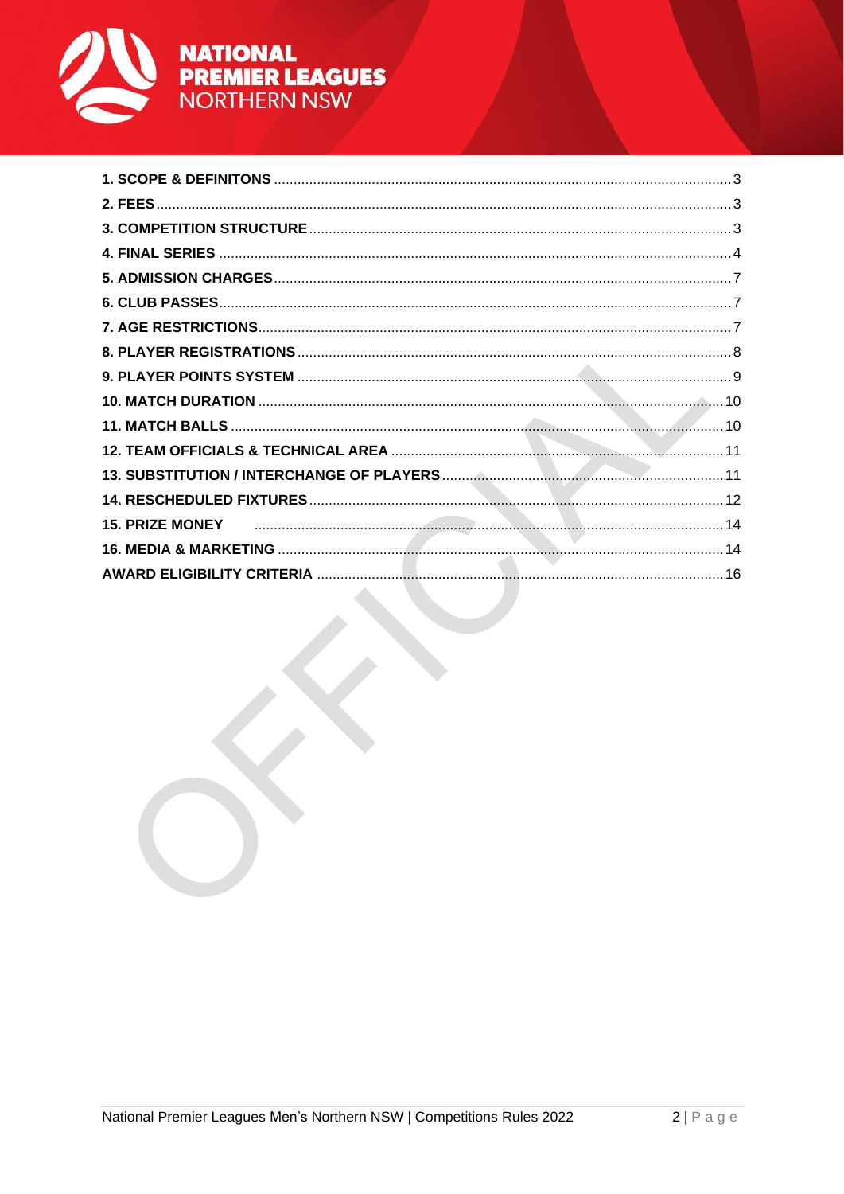| | |
|---|---|
| **1. SCOPE & DEFINITONS** | 3 |
| **2. FEES** | 3 |
| **3. COMPETITION STRUCTURE** | 3 |
| **4. FINAL SERIES** | 4 |
| **5. ADMISSION CHARGES** | 7 |
| **6. CLUB PASSES** | 7 |
| **7. AGE RESTRICTIONS** | 7 |
| **8. PLAYER REGISTRATIONS** | 8 |
| **9. PLAYER POINTS SYSTEM** | 9 |
| **10. MATCH DURATION** | 10 |
| **11. MATCH BALLS** | 10 |
| **12. TEAM OFFICIALS & TECHNICAL AREA** | 11 |
| **13. SUBSTITUTION / INTERCHANGE OF PLAYERS** | 11 |
| **14. RESCHEDULED FIXTURES** | 12 |
| **15. PRIZE MONEY** | 14 |
| **16. MEDIA & MARKETING** | 14 |
| **AWARD ELIGIBILITY CRITERIA** | 16 |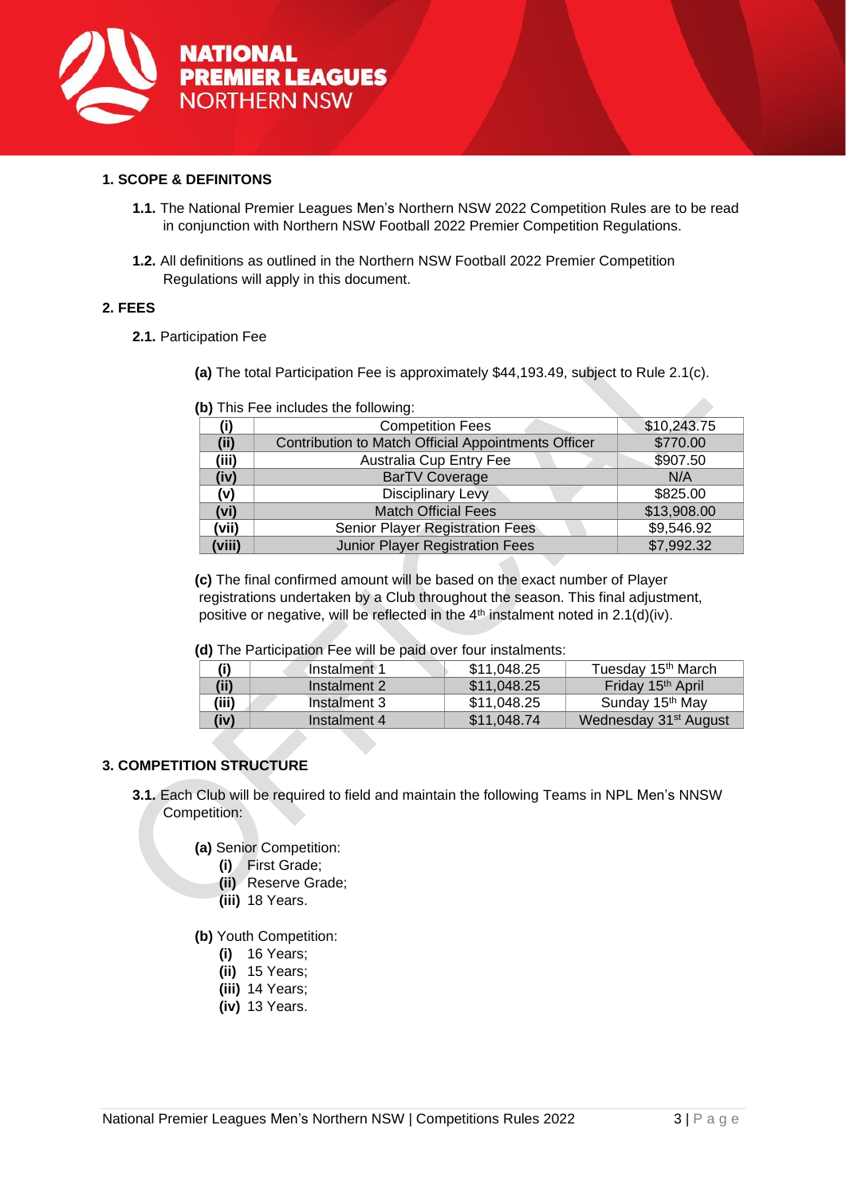## 1. SCOPE & DEFINITONS

**1.1.** The National Premier Leagues Men's Northern NSW 2022 Competition Rules are to be read in conjunction with Northern NSW Football 2022 Premier Competition Regulations.

**1.2.** All definitions as outlined in the Northern NSW Football 2022 Premier Competition Regulations will apply in this document.

## 2. FEES

**2.1.** Participation Fee

**(a)** The total Participation Fee is approximately $44,193.49, subject to Rule 2.1(c).

**(b)** This Fee includes the following:

| | | |
|---|---|---|
| **(i)** | Competition Fees | $10,243.75 |
| **(ii)** | Contribution to Match Official Appointments Officer | $770.00 |
| **(iii)** | Australia Cup Entry Fee | $907.50 |
| **(iv)** | BarTV Coverage | N/A |
| **(v)** | Disciplinary Levy | $825.00 |
| **(vi)** | Match Official Fees | $13,908.00 |
| **(vii)** | Senior Player Registration Fees | $9,546.92 |
| **(viii)** | Junior Player Registration Fees | $7,992.32 |

**(c)** The final confirmed amount will be based on the exact number of Player registrations undertaken by a Club throughout the season. This final adjustment, positive or negative, will be reflected in the 4th instalment noted in 2.1(d)(iv).

**(d)** The Participation Fee will be paid over four instalments:

| | | | |
|---|---|---|---|
| **(i)** | Instalment 1 | $11,048.25 | Tuesday 15th March |
| **(ii)** | Instalment 2 | $11,048.25 | Friday 15th April |
| **(iii)** | Instalment 3 | $11,048.25 | Sunday 15th May |
| **(iv)** | Instalment 4 | $11,048.74 | Wednesday 31st August |

## 3. COMPETITION STRUCTURE

**3.1.** Each Club will be required to field and maintain the following Teams in NPL Men's NNSW Competition:

**(a)** Senior Competition:
- **(i)** First Grade;
- **(ii)** Reserve Grade;
- **(iii)** 18 Years.

**(b)** Youth Competition:
- **(i)** 16 Years;
- **(ii)** 15 Years;
- **(iii)** 14 Years;
- **(iv)** 13 Years.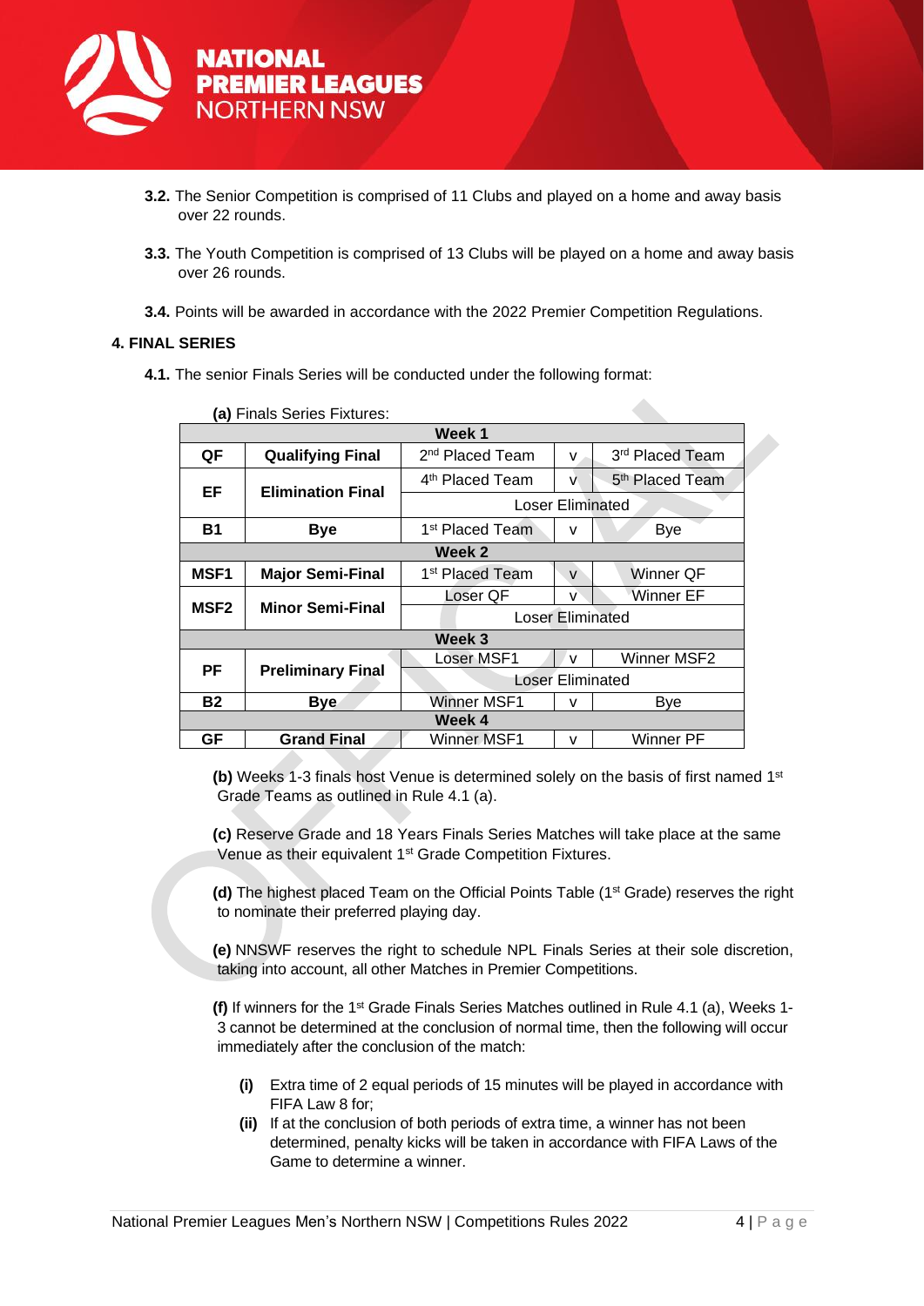**3.2.** The Senior Competition is comprised of 11 Clubs and played on a home and away basis over 22 rounds.

**3.3.** The Youth Competition is comprised of 13 Clubs will be played on a home and away basis over 26 rounds.

**3.4.** Points will be awarded in accordance with the 2022 Premier Competition Regulations.

## 4. FINAL SERIES

**4.1.** The senior Finals Series will be conducted under the following format:

**(a)** Finals Series Fixtures:

| | | | | |
|---|---|---|---|---|
| **Week 1** | | | | |
| **QF** | **Qualifying Final** | 2nd Placed Team | v | 3rd Placed Team |
| **EF** | **Elimination Final** | 4th Placed Team | v | 5th Placed Team |
| | | Loser Eliminated | | |
| **B1** | **Bye** | 1st Placed Team | v | Bye |
| **Week 2** | | | | |
| **MSF1** | **Major Semi-Final** | 1st Placed Team | v | Winner QF |
| **MSF2** | **Minor Semi-Final** | Loser QF | v | Winner EF |
| | | Loser Eliminated | | |
| **Week 3** | | | | |
| **PF** | **Preliminary Final** | Loser MSF1 | v | Winner MSF2 |
| | | Loser Eliminated | | |
| **B2** | **Bye** | Winner MSF1 | v | Bye |
| **Week 4** | | | | |
| **GF** | **Grand Final** | Winner MSF1 | v | Winner PF |

**(b)** Weeks 1-3 finals host Venue is determined solely on the basis of first named 1st Grade Teams as outlined in Rule 4.1 (a).

**(c)** Reserve Grade and 18 Years Finals Series Matches will take place at the same Venue as their equivalent 1st Grade Competition Fixtures.

**(d)** The highest placed Team on the Official Points Table (1st Grade) reserves the right to nominate their preferred playing day.

**(e)** NNSWF reserves the right to schedule NPL Finals Series at their sole discretion, taking into account, all other Matches in Premier Competitions.

**(f)** If winners for the 1st Grade Finals Series Matches outlined in Rule 4.1 (a), Weeks 1-3 cannot be determined at the conclusion of normal time, then the following will occur immediately after the conclusion of the match:

- **(i)** Extra time of 2 equal periods of 15 minutes will be played in accordance with FIFA Law 8 for;
- **(ii)** If at the conclusion of both periods of extra time, a winner has not been determined, penalty kicks will be taken in accordance with FIFA Laws of the Game to determine a winner.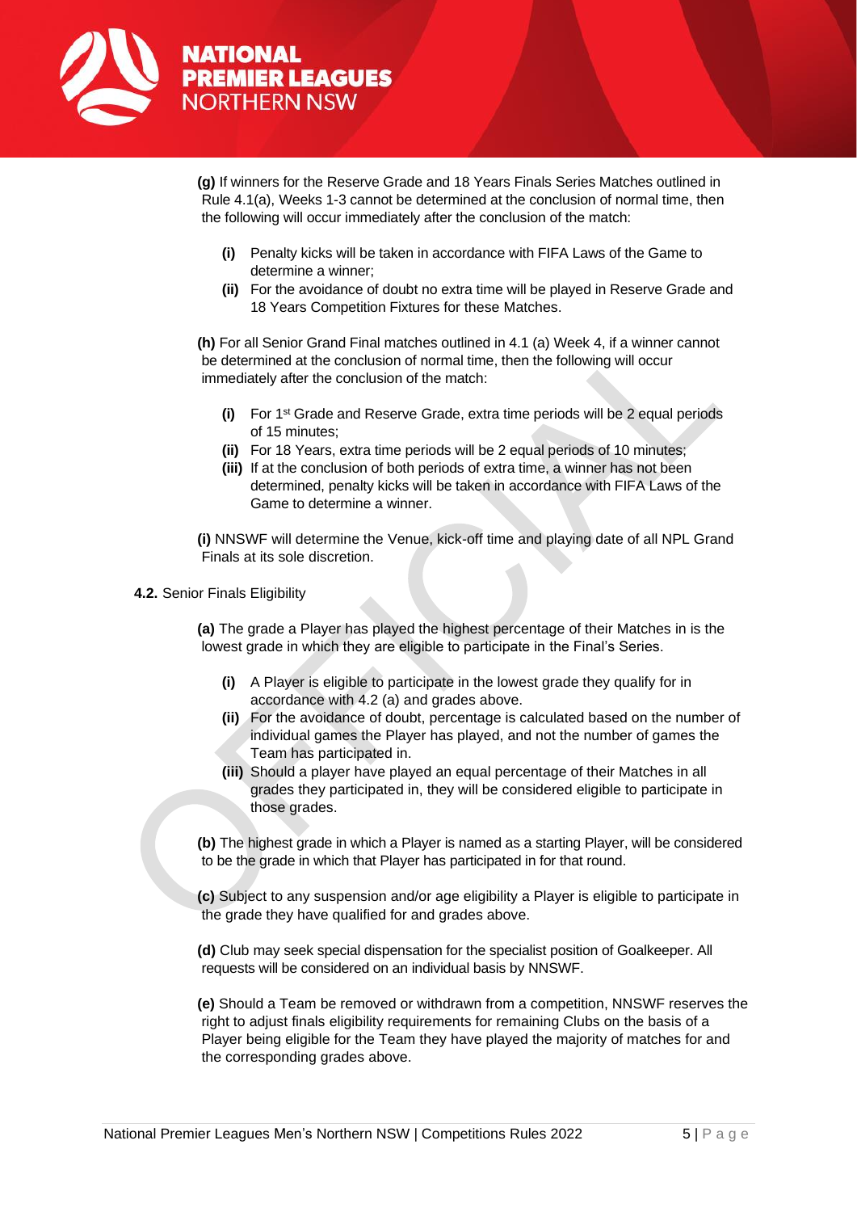**(g)** If winners for the Reserve Grade and 18 Years Finals Series Matches outlined in Rule 4.1(a), Weeks 1-3 cannot be determined at the conclusion of normal time, then the following will occur immediately after the conclusion of the match:

- **(i)** Penalty kicks will be taken in accordance with FIFA Laws of the Game to determine a winner;
- **(ii)** For the avoidance of doubt no extra time will be played in Reserve Grade and 18 Years Competition Fixtures for these Matches.

**(h)** For all Senior Grand Final matches outlined in 4.1 (a) Week 4, if a winner cannot be determined at the conclusion of normal time, then the following will occur immediately after the conclusion of the match:

- **(i)** For 1st Grade and Reserve Grade, extra time periods will be 2 equal periods of 15 minutes;
- **(ii)** For 18 Years, extra time periods will be 2 equal periods of 10 minutes;
- **(iii)** If at the conclusion of both periods of extra time, a winner has not been determined, penalty kicks will be taken in accordance with FIFA Laws of the Game to determine a winner.

**(i)** NNSWF will determine the Venue, kick-off time and playing date of all NPL Grand Finals at its sole discretion.

**4.2.** Senior Finals Eligibility

**(a)** The grade a Player has played the highest percentage of their Matches in is the lowest grade in which they are eligible to participate in the Final's Series.

- **(i)** A Player is eligible to participate in the lowest grade they qualify for in accordance with 4.2 (a) and grades above.
- **(ii)** For the avoidance of doubt, percentage is calculated based on the number of individual games the Player has played, and not the number of games the Team has participated in.
- **(iii)** Should a player have played an equal percentage of their Matches in all grades they participated in, they will be considered eligible to participate in those grades.

**(b)** The highest grade in which a Player is named as a starting Player, will be considered to be the grade in which that Player has participated in for that round.

**(c)** Subject to any suspension and/or age eligibility a Player is eligible to participate in the grade they have qualified for and grades above.

**(d)** Club may seek special dispensation for the specialist position of Goalkeeper. All requests will be considered on an individual basis by NNSWF.

**(e)** Should a Team be removed or withdrawn from a competition, NNSWF reserves the right to adjust finals eligibility requirements for remaining Clubs on the basis of a Player being eligible for the Team they have played the majority of matches for and the corresponding grades above.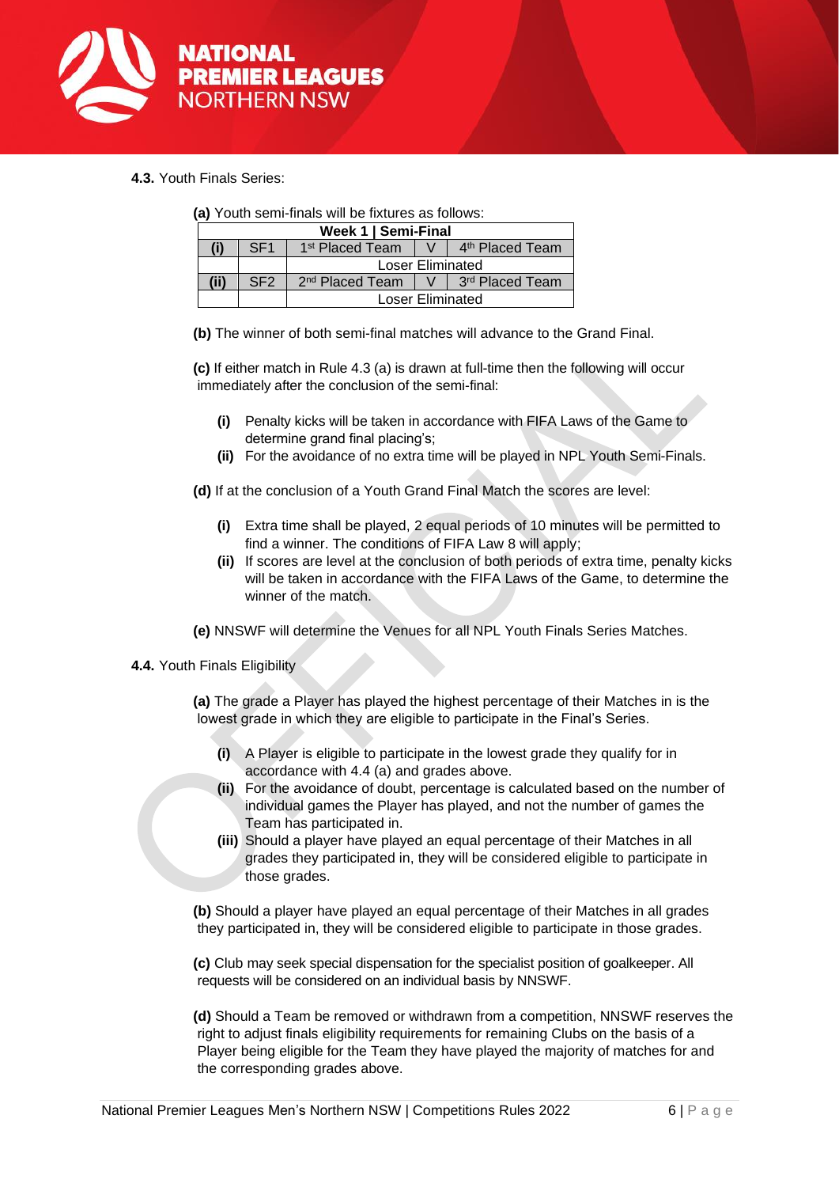**4.3.** Youth Finals Series:

**(a)** Youth semi-finals will be fixtures as follows:

| Week 1 \| Semi-Final | | | | |
|---|---|---|---|---|
| **(i)** | SF1 | 1st Placed Team | V | 4th Placed Team |
| | | Loser Eliminated | | |
| **(ii)** | SF2 | 2nd Placed Team | V | 3rd Placed Team |
| | | Loser Eliminated | | |

**(b)** The winner of both semi-final matches will advance to the Grand Final.

**(c)** If either match in Rule 4.3 (a) is drawn at full-time then the following will occur immediately after the conclusion of the semi-final:

- **(i)** Penalty kicks will be taken in accordance with FIFA Laws of the Game to determine grand final placing's;
- **(ii)** For the avoidance of no extra time will be played in NPL Youth Semi-Finals.

**(d)** If at the conclusion of a Youth Grand Final Match the scores are level:

- **(i)** Extra time shall be played, 2 equal periods of 10 minutes will be permitted to find a winner. The conditions of FIFA Law 8 will apply;
- **(ii)** If scores are level at the conclusion of both periods of extra time, penalty kicks will be taken in accordance with the FIFA Laws of the Game, to determine the winner of the match.

**(e)** NNSWF will determine the Venues for all NPL Youth Finals Series Matches.

**4.4.** Youth Finals Eligibility

**(a)** The grade a Player has played the highest percentage of their Matches in is the lowest grade in which they are eligible to participate in the Final's Series.

- **(i)** A Player is eligible to participate in the lowest grade they qualify for in accordance with 4.4 (a) and grades above.
- **(ii)** For the avoidance of doubt, percentage is calculated based on the number of individual games the Player has played, and not the number of games the Team has participated in.
- **(iii)** Should a player have played an equal percentage of their Matches in all grades they participated in, they will be considered eligible to participate in those grades.

**(b)** Should a player have played an equal percentage of their Matches in all grades they participated in, they will be considered eligible to participate in those grades.

**(c)** Club may seek special dispensation for the specialist position of goalkeeper. All requests will be considered on an individual basis by NNSWF.

**(d)** Should a Team be removed or withdrawn from a competition, NNSWF reserves the right to adjust finals eligibility requirements for remaining Clubs on the basis of a Player being eligible for the Team they have played the majority of matches for and the corresponding grades above.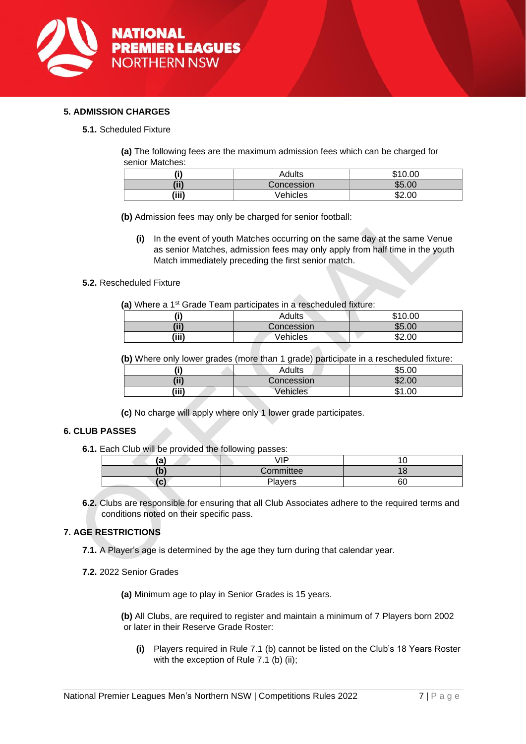## 5. ADMISSION CHARGES

**5.1.** Scheduled Fixture

**(a)** The following fees are the maximum admission fees which can be charged for senior Matches:

| **(i)** | Adults | $10.00 |
|---|---|---|
| **(ii)** | Concession | $5.00 |
| **(iii)** | Vehicles | $2.00 |

**(b)** Admission fees may only be charged for senior football:

**(i)** In the event of youth Matches occurring on the same day at the same Venue as senior Matches, admission fees may only apply from half time in the youth Match immediately preceding the first senior match.

**5.2.** Rescheduled Fixture

**(a)** Where a 1st Grade Team participates in a rescheduled fixture:

| **(i)** | Adults | $10.00 |
|---|---|---|
| **(ii)** | Concession | $5.00 |
| **(iii)** | Vehicles | $2.00 |

**(b)** Where only lower grades (more than 1 grade) participate in a rescheduled fixture:

| **(i)** | Adults | $5.00 |
|---|---|---|
| **(ii)** | Concession | $2.00 |
| **(iii)** | Vehicles | $1.00 |

**(c)** No charge will apply where only 1 lower grade participates.

## 6. CLUB PASSES

**6.1.** Each Club will be provided the following passes:

| **(a)** | VIP | 10 |
|---|---|---|
| **(b)** | Committee | 18 |
| **(c)** | Players | 60 |

**6.2.** Clubs are responsible for ensuring that all Club Associates adhere to the required terms and conditions noted on their specific pass.

## 7. AGE RESTRICTIONS

**7.1.** A Player's age is determined by the age they turn during that calendar year.

**7.2.** 2022 Senior Grades

**(a)** Minimum age to play in Senior Grades is 15 years.

**(b)** All Clubs, are required to register and maintain a minimum of 7 Players born 2002 or later in their Reserve Grade Roster:

**(i)** Players required in Rule 7.1 (b) cannot be listed on the Club's 18 Years Roster with the exception of Rule 7.1 (b) (ii);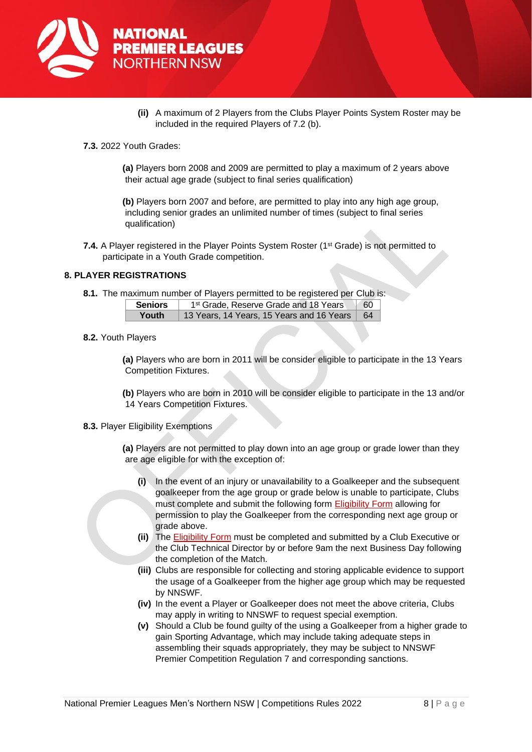**(ii)** A maximum of 2 Players from the Clubs Player Points System Roster may be included in the required Players of 7.2 (b).

**7.3.** 2022 Youth Grades:

**(a)** Players born 2008 and 2009 are permitted to play a maximum of 2 years above their actual age grade (subject to final series qualification)

**(b)** Players born 2007 and before, are permitted to play into any high age group, including senior grades an unlimited number of times (subject to final series qualification)

**7.4.** A Player registered in the Player Points System Roster (1st Grade) is not permitted to participate in a Youth Grade competition.

## 8. PLAYER REGISTRATIONS

**8.1.** The maximum number of Players permitted to be registered per Club is:

| **Seniors** | 1st Grade, Reserve Grade and 18 Years | 60 |
|---|---|---|
| **Youth** | 13 Years, 14 Years, 15 Years and 16 Years | 64 |

**8.2.** Youth Players

**(a)** Players who are born in 2011 will be consider eligible to participate in the 13 Years Competition Fixtures.

**(b)** Players who are born in 2010 will be consider eligible to participate in the 13 and/or 14 Years Competition Fixtures.

**8.3.** Player Eligibility Exemptions

**(a)** Players are not permitted to play down into an age group or grade lower than they are age eligible for with the exception of:

- **(i)** In the event of an injury or unavailability to a Goalkeeper and the subsequent goalkeeper from the age group or grade below is unable to participate, Clubs must complete and submit the following form Eligibility Form allowing for permission to play the Goalkeeper from the corresponding next age group or grade above.
- **(ii)** The Eligibility Form must be completed and submitted by a Club Executive or the Club Technical Director by or before 9am the next Business Day following the completion of the Match.
- **(iii)** Clubs are responsible for collecting and storing applicable evidence to support the usage of a Goalkeeper from the higher age group which may be requested by NNSWF.
- **(iv)** In the event a Player or Goalkeeper does not meet the above criteria, Clubs may apply in writing to NNSWF to request special exemption.
- **(v)** Should a Club be found guilty of the using a Goalkeeper from a higher grade to gain Sporting Advantage, which may include taking adequate steps in assembling their squads appropriately, they may be subject to NNSWF Premier Competition Regulation 7 and corresponding sanctions.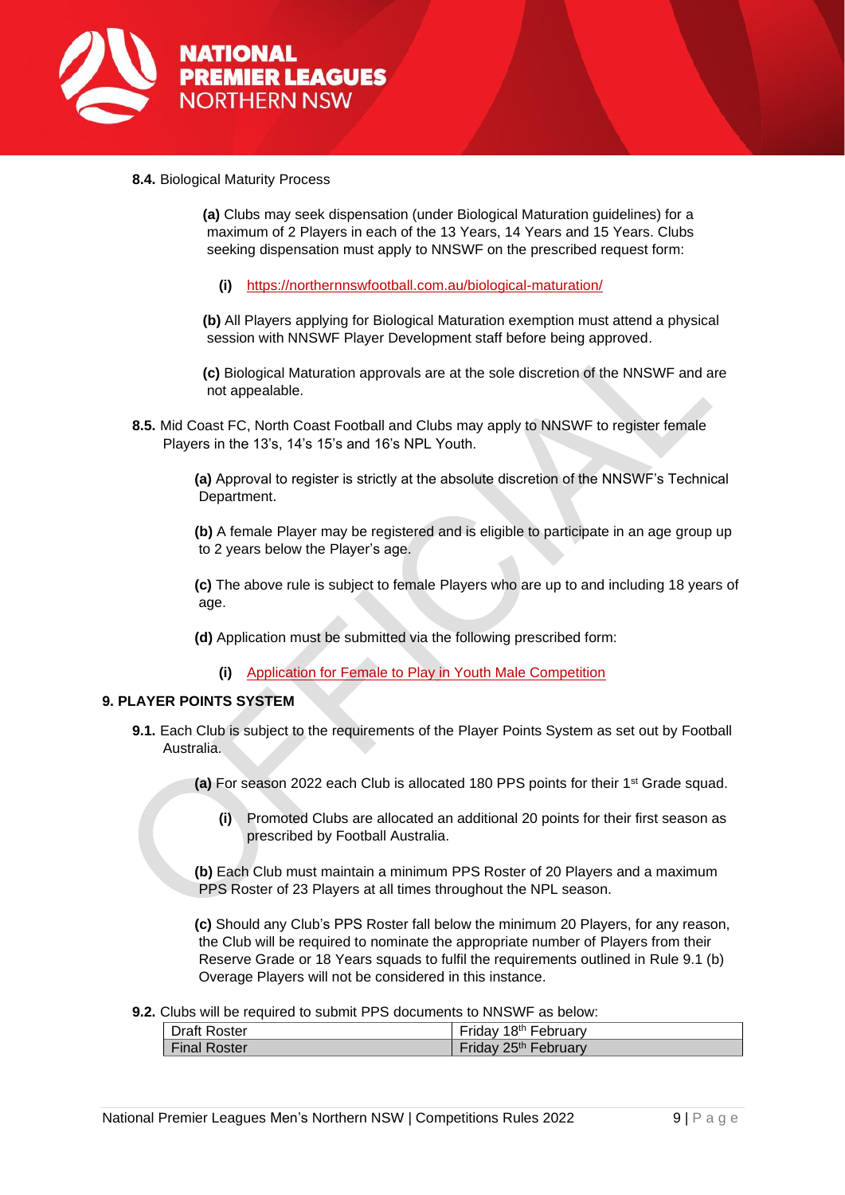**8.4.** Biological Maturity Process

**(a)** Clubs may seek dispensation (under Biological Maturation guidelines) for a maximum of 2 Players in each of the 13 Years, 14 Years and 15 Years. Clubs seeking dispensation must apply to NNSWF on the prescribed request form:

**(i)** https://northernnswfootball.com.au/biological-maturation/

**(b)** All Players applying for Biological Maturation exemption must attend a physical session with NNSWF Player Development staff before being approved.

**(c)** Biological Maturation approvals are at the sole discretion of the NNSWF and are not appealable.

**8.5.** Mid Coast FC, North Coast Football and Clubs may apply to NNSWF to register female Players in the 13's, 14's 15's and 16's NPL Youth.

**(a)** Approval to register is strictly at the absolute discretion of the NNSWF's Technical Department.

**(b)** A female Player may be registered and is eligible to participate in an age group up to 2 years below the Player's age.

**(c)** The above rule is subject to female Players who are up to and including 18 years of age.

**(d)** Application must be submitted via the following prescribed form:

**(i)** Application for Female to Play in Youth Male Competition

## 9. PLAYER POINTS SYSTEM

**9.1.** Each Club is subject to the requirements of the Player Points System as set out by Football Australia.

**(a)** For season 2022 each Club is allocated 180 PPS points for their 1st Grade squad.

**(i)** Promoted Clubs are allocated an additional 20 points for their first season as prescribed by Football Australia.

**(b)** Each Club must maintain a minimum PPS Roster of 20 Players and a maximum PPS Roster of 23 Players at all times throughout the NPL season.

**(c)** Should any Club's PPS Roster fall below the minimum 20 Players, for any reason, the Club will be required to nominate the appropriate number of Players from their Reserve Grade or 18 Years squads to fulfil the requirements outlined in Rule 9.1 (b) Overage Players will not be considered in this instance.

**9.2.** Clubs will be required to submit PPS documents to NNSWF as below:

| | |
|---|---|
| Draft Roster | Friday 18th February |
| Final Roster | Friday 25th February |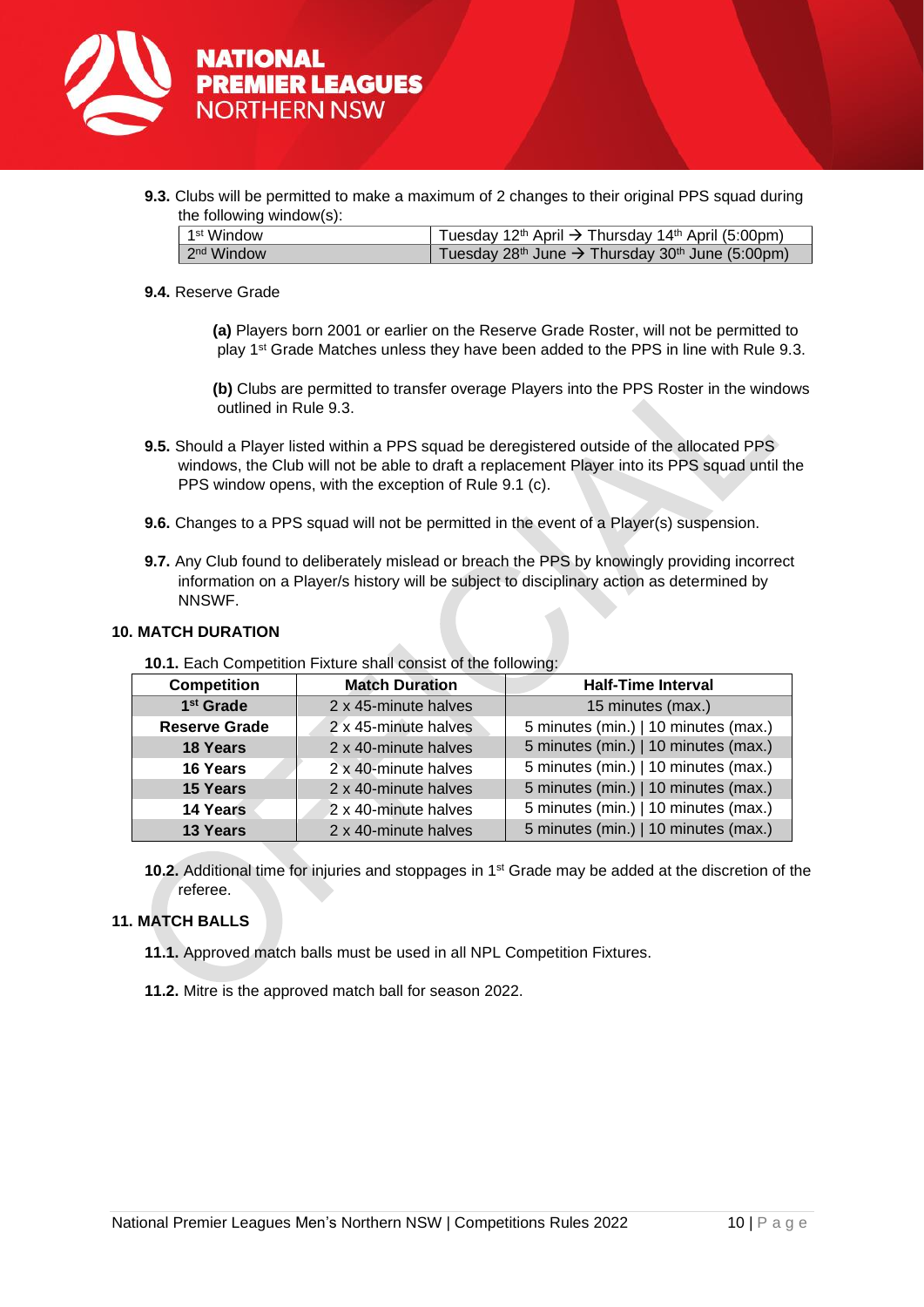**9.3.** Clubs will be permitted to make a maximum of 2 changes to their original PPS squad during the following window(s):

| 1st Window | Tuesday 12th April → Thursday 14th April (5:00pm) |
|---|---|
| 2nd Window | Tuesday 28th June → Thursday 30th June (5:00pm) |

**9.4.** Reserve Grade

**(a)** Players born 2001 or earlier on the Reserve Grade Roster, will not be permitted to play 1st Grade Matches unless they have been added to the PPS in line with Rule 9.3.

**(b)** Clubs are permitted to transfer overage Players into the PPS Roster in the windows outlined in Rule 9.3.

**9.5.** Should a Player listed within a PPS squad be deregistered outside of the allocated PPS windows, the Club will not be able to draft a replacement Player into its PPS squad until the PPS window opens, with the exception of Rule 9.1 (c).

**9.6.** Changes to a PPS squad will not be permitted in the event of a Player(s) suspension.

**9.7.** Any Club found to deliberately mislead or breach the PPS by knowingly providing incorrect information on a Player/s history will be subject to disciplinary action as determined by NNSWF.

## 10. MATCH DURATION

**10.1.** Each Competition Fixture shall consist of the following:

| Competition | Match Duration | Half-Time Interval |
|---|---|---|
| **1st Grade** | 2 x 45-minute halves | 15 minutes (max.) |
| **Reserve Grade** | 2 x 45-minute halves | 5 minutes (min.) \| 10 minutes (max.) |
| **18 Years** | 2 x 40-minute halves | 5 minutes (min.) \| 10 minutes (max.) |
| **16 Years** | 2 x 40-minute halves | 5 minutes (min.) \| 10 minutes (max.) |
| **15 Years** | 2 x 40-minute halves | 5 minutes (min.) \| 10 minutes (max.) |
| **14 Years** | 2 x 40-minute halves | 5 minutes (min.) \| 10 minutes (max.) |
| **13 Years** | 2 x 40-minute halves | 5 minutes (min.) \| 10 minutes (max.) |

**10.2.** Additional time for injuries and stoppages in 1st Grade may be added at the discretion of the referee.

## 11. MATCH BALLS

**11.1.** Approved match balls must be used in all NPL Competition Fixtures.

**11.2.** Mitre is the approved match ball for season 2022.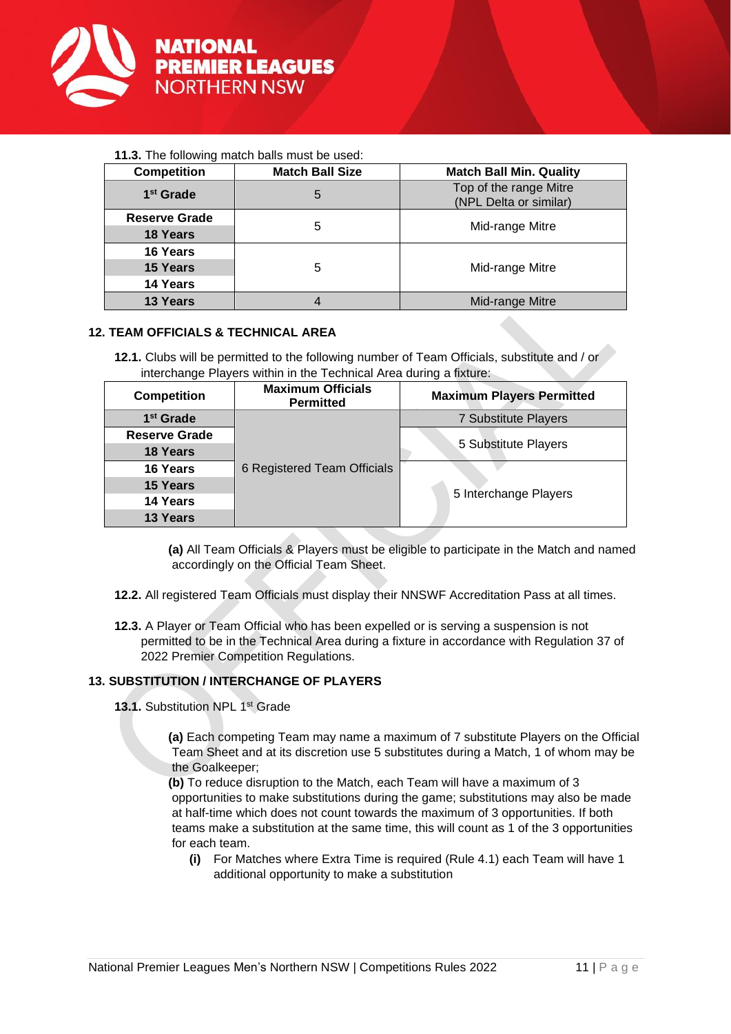**11.3.** The following match balls must be used:

| Competition | Match Ball Size | Match Ball Min. Quality |
|---|---|---|
| 1st Grade | 5 | Top of the range Mitre (NPL Delta or similar) |
| Reserve Grade | 5 | Mid-range Mitre |
| 18 Years | | |
| 16 Years | 5 | Mid-range Mitre |
| 15 Years | | |
| 14 Years | | |
| 13 Years | 4 | Mid-range Mitre |

## 12. TEAM OFFICIALS & TECHNICAL AREA

**12.1.** Clubs will be permitted to the following number of Team Officials, substitute and / or interchange Players within in the Technical Area during a fixture:

| Competition | Maximum Officials Permitted | Maximum Players Permitted |
|---|---|---|
| 1st Grade | 6 Registered Team Officials | 7 Substitute Players |
| Reserve Grade | | 5 Substitute Players |
| 18 Years | | |
| 16 Years | | 5 Interchange Players |
| 15 Years | | |
| 14 Years | | |
| 13 Years | | |

**(a)** All Team Officials & Players must be eligible to participate in the Match and named accordingly on the Official Team Sheet.

**12.2.** All registered Team Officials must display their NNSWF Accreditation Pass at all times.

**12.3.** A Player or Team Official who has been expelled or is serving a suspension is not permitted to be in the Technical Area during a fixture in accordance with Regulation 37 of 2022 Premier Competition Regulations.

## 13. SUBSTITUTION / INTERCHANGE OF PLAYERS

**13.1.** Substitution NPL 1st Grade

**(a)** Each competing Team may name a maximum of 7 substitute Players on the Official Team Sheet and at its discretion use 5 substitutes during a Match, 1 of whom may be the Goalkeeper;

**(b)** To reduce disruption to the Match, each Team will have a maximum of 3 opportunities to make substitutions during the game; substitutions may also be made at half-time which does not count towards the maximum of 3 opportunities. If both teams make a substitution at the same time, this will count as 1 of the 3 opportunities for each team.

- **(i)** For Matches where Extra Time is required (Rule 4.1) each Team will have 1 additional opportunity to make a substitution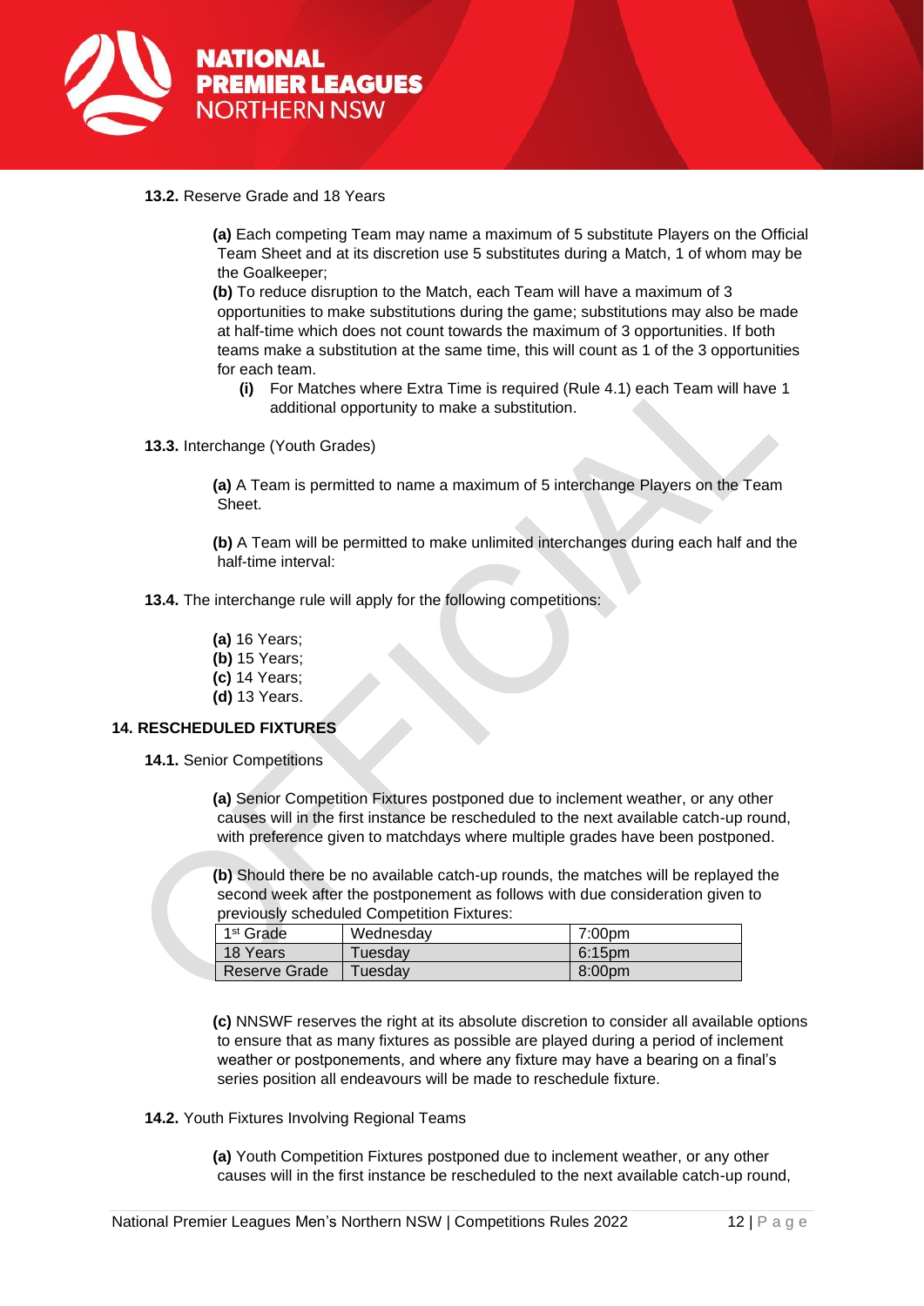**13.2.** Reserve Grade and 18 Years

**(a)** Each competing Team may name a maximum of 5 substitute Players on the Official Team Sheet and at its discretion use 5 substitutes during a Match, 1 of whom may be the Goalkeeper;

**(b)** To reduce disruption to the Match, each Team will have a maximum of 3 opportunities to make substitutions during the game; substitutions may also be made at half-time which does not count towards the maximum of 3 opportunities. If both teams make a substitution at the same time, this will count as 1 of the 3 opportunities for each team.

**(i)** For Matches where Extra Time is required (Rule 4.1) each Team will have 1 additional opportunity to make a substitution.

**13.3.** Interchange (Youth Grades)

**(a)** A Team is permitted to name a maximum of 5 interchange Players on the Team Sheet.

**(b)** A Team will be permitted to make unlimited interchanges during each half and the half-time interval:

**13.4.** The interchange rule will apply for the following competitions:

**(a)** 16 Years;
**(b)** 15 Years;
**(c)** 14 Years;
**(d)** 13 Years.

## 14. RESCHEDULED FIXTURES

**14.1.** Senior Competitions

**(a)** Senior Competition Fixtures postponed due to inclement weather, or any other causes will in the first instance be rescheduled to the next available catch-up round, with preference given to matchdays where multiple grades have been postponed.

**(b)** Should there be no available catch-up rounds, the matches will be replayed the second week after the postponement as follows with due consideration given to previously scheduled Competition Fixtures:

| | | |
|---|---|---|
| 1st Grade | Wednesday | 7:00pm |
| 18 Years | Tuesday | 6:15pm |
| Reserve Grade | Tuesday | 8:00pm |

**(c)** NNSWF reserves the right at its absolute discretion to consider all available options to ensure that as many fixtures as possible are played during a period of inclement weather or postponements, and where any fixture may have a bearing on a final's series position all endeavours will be made to reschedule fixture.

**14.2.** Youth Fixtures Involving Regional Teams

**(a)** Youth Competition Fixtures postponed due to inclement weather, or any other causes will in the first instance be rescheduled to the next available catch-up round,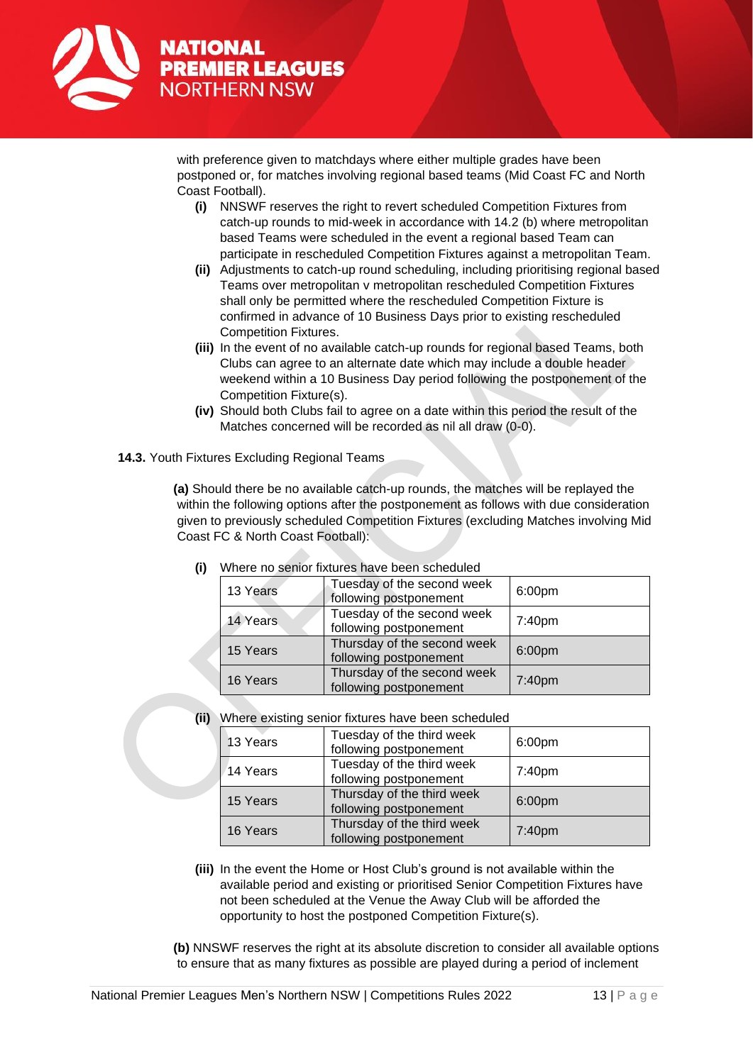with preference given to matchdays where either multiple grades have been postponed or, for matches involving regional based teams (Mid Coast FC and North Coast Football).

- **(i)** NNSWF reserves the right to revert scheduled Competition Fixtures from catch-up rounds to mid-week in accordance with 14.2 (b) where metropolitan based Teams were scheduled in the event a regional based Team can participate in rescheduled Competition Fixtures against a metropolitan Team.
- **(ii)** Adjustments to catch-up round scheduling, including prioritising regional based Teams over metropolitan v metropolitan rescheduled Competition Fixtures shall only be permitted where the rescheduled Competition Fixture is confirmed in advance of 10 Business Days prior to existing rescheduled Competition Fixtures.
- **(iii)** In the event of no available catch-up rounds for regional based Teams, both Clubs can agree to an alternate date which may include a double header weekend within a 10 Business Day period following the postponement of the Competition Fixture(s).
- **(iv)** Should both Clubs fail to agree on a date within this period the result of the Matches concerned will be recorded as nil all draw (0-0).

**14.3.** Youth Fixtures Excluding Regional Teams

**(a)** Should there be no available catch-up rounds, the matches will be replayed the within the following options after the postponement as follows with due consideration given to previously scheduled Competition Fixtures (excluding Matches involving Mid Coast FC & North Coast Football):

**(i)** Where no senior fixtures have been scheduled

| | | |
|---|---|---|
| 13 Years | Tuesday of the second week following postponement | 6:00pm |
| 14 Years | Tuesday of the second week following postponement | 7:40pm |
| 15 Years | Thursday of the second week following postponement | 6:00pm |
| 16 Years | Thursday of the second week following postponement | 7:40pm |

**(ii)** Where existing senior fixtures have been scheduled

| | | |
|---|---|---|
| 13 Years | Tuesday of the third week following postponement | 6:00pm |
| 14 Years | Tuesday of the third week following postponement | 7:40pm |
| 15 Years | Thursday of the third week following postponement | 6:00pm |
| 16 Years | Thursday of the third week following postponement | 7:40pm |

**(iii)** In the event the Home or Host Club's ground is not available within the available period and existing or prioritised Senior Competition Fixtures have not been scheduled at the Venue the Away Club will be afforded the opportunity to host the postponed Competition Fixture(s).

**(b)** NNSWF reserves the right at its absolute discretion to consider all available options to ensure that as many fixtures as possible are played during a period of inclement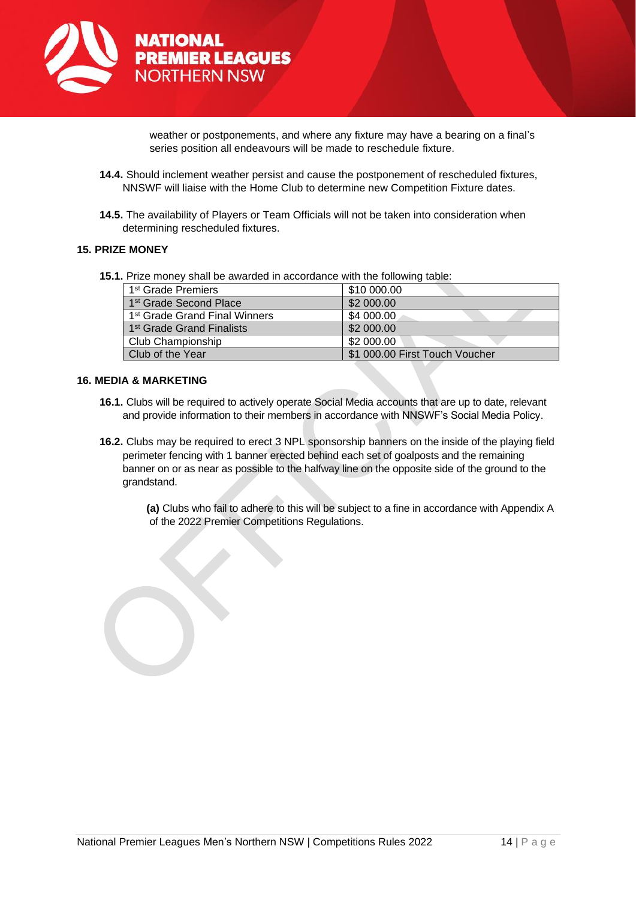weather or postponements, and where any fixture may have a bearing on a final's series position all endeavours will be made to reschedule fixture.

**14.4.** Should inclement weather persist and cause the postponement of rescheduled fixtures, NNSWF will liaise with the Home Club to determine new Competition Fixture dates.

**14.5.** The availability of Players or Team Officials will not be taken into consideration when determining rescheduled fixtures.

## 15. PRIZE MONEY

**15.1.** Prize money shall be awarded in accordance with the following table:

| Award | Prize |
|---|---|
| 1st Grade Premiers | $10 000.00 |
| 1st Grade Second Place | $2 000.00 |
| 1st Grade Grand Final Winners | $4 000.00 |
| 1st Grade Grand Finalists | $2 000.00 |
| Club Championship | $2 000.00 |
| Club of the Year | $1 000.00 First Touch Voucher |

## 16. MEDIA & MARKETING

**16.1.** Clubs will be required to actively operate Social Media accounts that are up to date, relevant and provide information to their members in accordance with NNSWF's Social Media Policy.

**16.2.** Clubs may be required to erect 3 NPL sponsorship banners on the inside of the playing field perimeter fencing with 1 banner erected behind each set of goalposts and the remaining banner on or as near as possible to the halfway line on the opposite side of the ground to the grandstand.

**(a)** Clubs who fail to adhere to this will be subject to a fine in accordance with Appendix A of the 2022 Premier Competitions Regulations.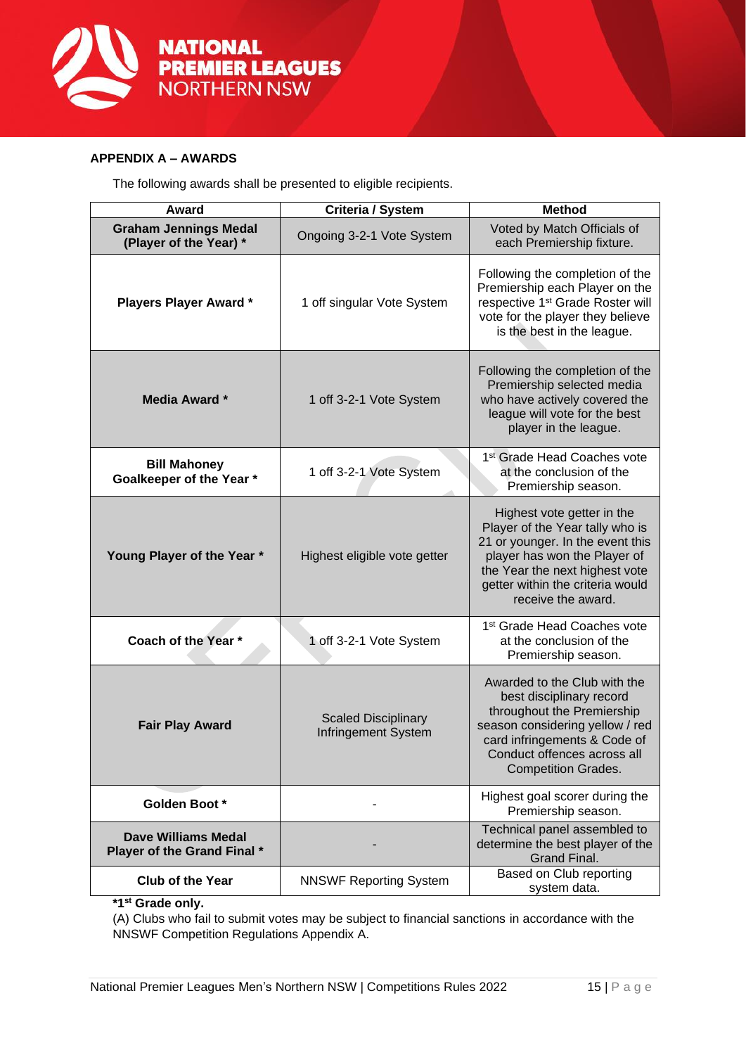## APPENDIX A – AWARDS

The following awards shall be presented to eligible recipients.

| Award | Criteria / System | Method |
|---|---|---|
| **Graham Jennings Medal (Player of the Year) *** | Ongoing 3-2-1 Vote System | Voted by Match Officials of each Premiership fixture. |
| **Players Player Award *** | 1 off singular Vote System | Following the completion of the Premiership each Player on the respective 1st Grade Roster will vote for the player they believe is the best in the league. |
| **Media Award *** | 1 off 3-2-1 Vote System | Following the completion of the Premiership selected media who have actively covered the league will vote for the best player in the league. |
| **Bill Mahoney Goalkeeper of the Year *** | 1 off 3-2-1 Vote System | 1st Grade Head Coaches vote at the conclusion of the Premiership season. |
| **Young Player of the Year *** | Highest eligible vote getter | Highest vote getter in the Player of the Year tally who is 21 or younger. In the event this player has won the Player of the Year the next highest vote getter within the criteria would receive the award. |
| **Coach of the Year *** | 1 off 3-2-1 Vote System | 1st Grade Head Coaches vote at the conclusion of the Premiership season. |
| **Fair Play Award** | Scaled Disciplinary Infringement System | Awarded to the Club with the best disciplinary record throughout the Premiership season considering yellow / red card infringements & Code of Conduct offences across all Competition Grades. |
| **Golden Boot *** | - | Highest goal scorer during the Premiership season. |
| **Dave Williams Medal Player of the Grand Final *** | - | Technical panel assembled to determine the best player of the Grand Final. |
| **Club of the Year** | NNSWF Reporting System | Based on Club reporting system data. |

**\*1st Grade only.**

(A) Clubs who fail to submit votes may be subject to financial sanctions in accordance with the NNSWF Competition Regulations Appendix A.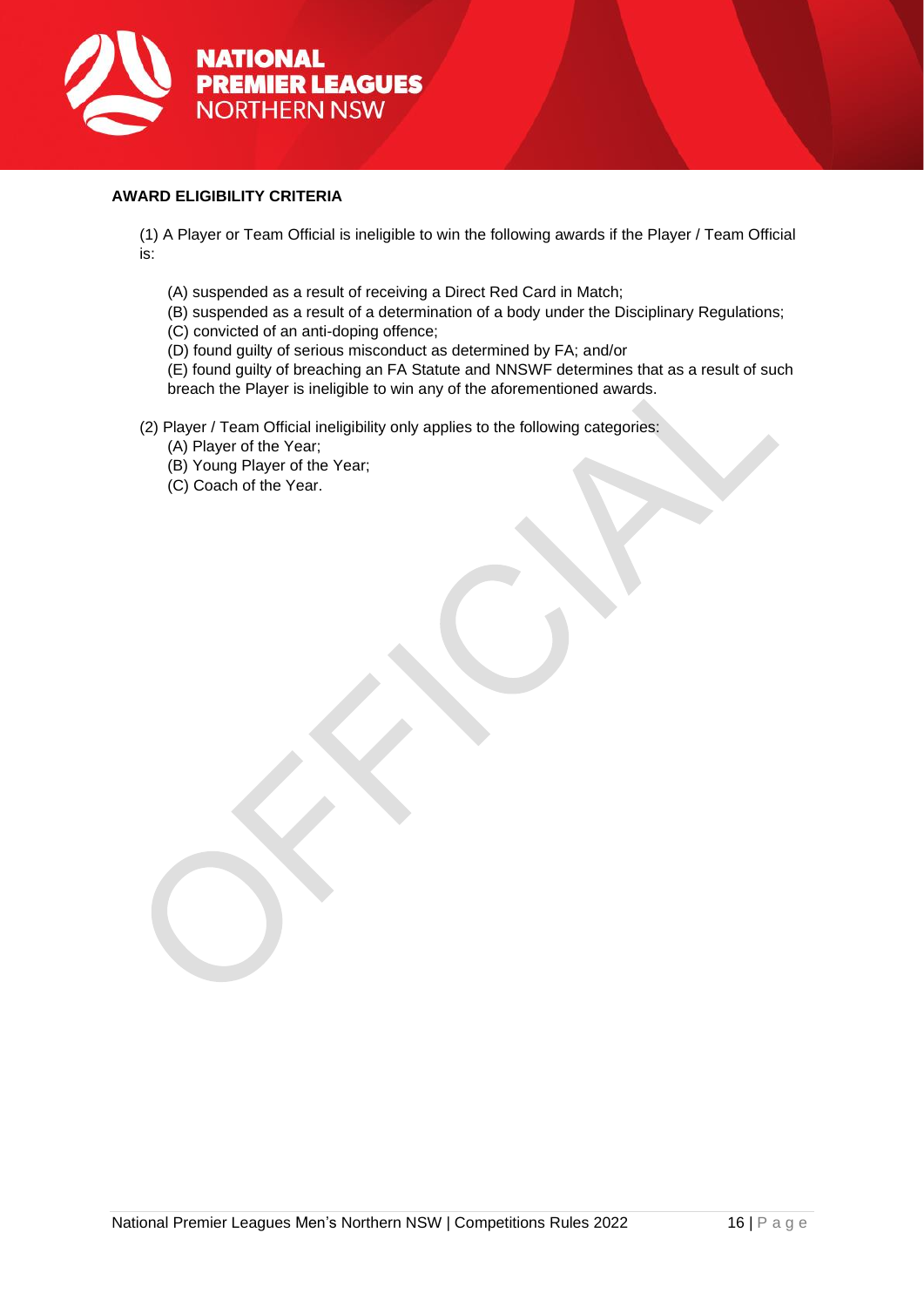**AWARD ELIGIBILITY CRITERIA**

(1) A Player or Team Official is ineligible to win the following awards if the Player / Team Official is:

(A) suspended as a result of receiving a Direct Red Card in Match;
(B) suspended as a result of a determination of a body under the Disciplinary Regulations;
(C) convicted of an anti-doping offence;
(D) found guilty of serious misconduct as determined by FA; and/or
(E) found guilty of breaching an FA Statute and NNSWF determines that as a result of such breach the Player is ineligible to win any of the aforementioned awards.

(2) Player / Team Official ineligibility only applies to the following categories:
(A) Player of the Year;
(B) Young Player of the Year;
(C) Coach of the Year.